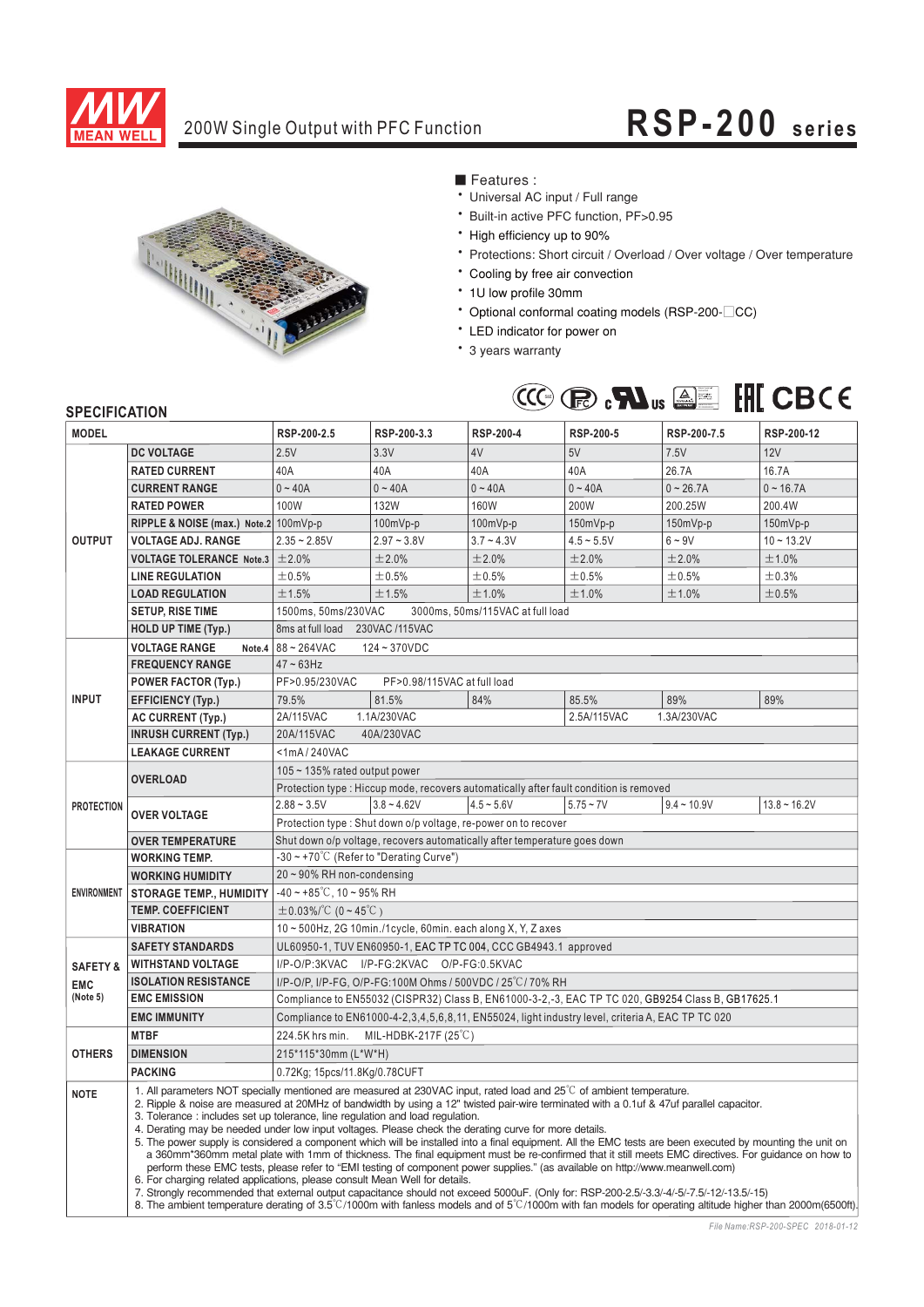# 200W Single Output with PFC Function — RSP-200 series

## Features :

- Universal AC input / Full range
- Built-in active PFC function, PF>0.95
- High efficiency up to 90%
- Protections: Short circuit / Overload / Over voltage / Over temperature
- Cooling by free air convection
- 1U low profile 30mm
- Optional conformal coating models (RSP-200-□CC)
- LED indicator for power on
- 3 years warranty

## SPECIFICATION

| MODEL | | RSP-200-2.5 | RSP-200-3.3 | RSP-200-4 | RSP-200-5 | RSP-200-7.5 | RSP-200-12 |
|---|---|---|---|---|---|---|---|
| OUTPUT | DC VOLTAGE | 2.5V | 3.3V | 4V | 5V | 7.5V | 12V |
| | RATED CURRENT | 40A | 40A | 40A | 40A | 26.7A | 16.7A |
| | CURRENT RANGE | 0 ~ 40A | 0 ~ 40A | 0 ~ 40A | 0 ~ 40A | 0 ~ 26.7A | 0 ~ 16.7A |
| | RATED POWER | 100W | 132W | 160W | 200W | 200.25W | 200.4W |
| | RIPPLE & NOISE (max.) Note.2 | 100mVp-p | 100mVp-p | 100mVp-p | 150mVp-p | 150mVp-p | 150mVp-p |
| | VOLTAGE ADJ. RANGE | 2.35 ~ 2.85V | 2.97 ~ 3.8V | 3.7 ~ 4.3V | 4.5 ~ 5.5V | 6 ~ 9V | 10 ~ 13.2V |
| | VOLTAGE TOLERANCE Note.3 | ±2.0% | ±2.0% | ±2.0% | ±2.0% | ±2.0% | ±1.0% |
| | LINE REGULATION | ±0.5% | ±0.5% | ±0.5% | ±0.5% | ±0.5% | ±0.3% |
| | LOAD REGULATION | ±1.5% | ±1.5% | ±1.0% | ±1.0% | ±1.0% | ±0.5% |
| | SETUP, RISE TIME | 1500ms, 50ms/230VAC 3000ms, 50ms/115VAC at full load | | | | | |
| | HOLD UP TIME (Typ.) | 8ms at full load 230VAC /115VAC | | | | | |
| INPUT | VOLTAGE RANGE Note.4 | 88 ~ 264VAC 124 ~ 370VDC | | | | | |
| | FREQUENCY RANGE | 47 ~ 63Hz | | | | | |
| | POWER FACTOR (Typ.) | PF>0.95/230VAC PF>0.98/115VAC at full load | | | | | |
| | EFFICIENCY (Typ.) | 79.5% | 81.5% | 84% | 85.5% | 89% | 89% |
| | AC CURRENT (Typ.) | 2A/115VAC 1.1A/230VAC | | | 2.5A/115VAC 1.3A/230VAC | | |
| | INRUSH CURRENT (Typ.) | 20A/115VAC 40A/230VAC | | | | | |
| | LEAKAGE CURRENT | <1mA / 240VAC | | | | | |
| PROTECTION | OVERLOAD | 105 ~ 135% rated output power | | | | | |
| | | Protection type : Hiccup mode, recovers automatically after fault condition is removed | | | | | |
| | OVER VOLTAGE | 2.88 ~ 3.5V | 3.8 ~ 4.62V | 4.5 ~ 5.6V | 5.75 ~ 7V | 9.4 ~ 10.9V | 13.8 ~ 16.2V |
| | | Protection type : Shut down o/p voltage, re-power on to recover | | | | | |
| | OVER TEMPERATURE | Shut down o/p voltage, recovers automatically after temperature goes down | | | | | |
| ENVIRONMENT | WORKING TEMP. | -30 ~ +70℃ (Refer to "Derating Curve") | | | | | |
| | WORKING HUMIDITY | 20 ~ 90% RH non-condensing | | | | | |
| | STORAGE TEMP., HUMIDITY | -40 ~ +85℃, 10 ~ 95% RH | | | | | |
| | TEMP. COEFFICIENT | ±0.03%/℃ (0 ~ 45℃) | | | | | |
| | VIBRATION | 10 ~ 500Hz, 2G 10min./1cycle, 60min. each along X, Y, Z axes | | | | | |
| SAFETY & EMC (Note 5) | SAFETY STANDARDS | UL60950-1, TUV EN60950-1, EAC TP TC 004, CCC GB4943.1 approved | | | | | |
| | WITHSTAND VOLTAGE | I/P-O/P:3KVAC I/P-FG:2KVAC O/P-FG:0.5KVAC | | | | | |
| | ISOLATION RESISTANCE | I/P-O/P, I/P-FG, O/P-FG:100M Ohms / 500VDC / 25℃/ 70% RH | | | | | |
| | EMC EMISSION | Compliance to EN55032 (CISPR32) Class B, EN61000-3-2,-3, EAC TP TC 020, GB9254 Class B, GB17625.1 | | | | | |
| | EMC IMMUNITY | Compliance to EN61000-4-2,3,4,5,6,8,11, EN55024, light industry level, criteria A, EAC TP TC 020 | | | | | |
| OTHERS | MTBF | 224.5K hrs min. MIL-HDBK-217F (25℃) | | | | | |
| | DIMENSION | 215*115*30mm (L*W*H) | | | | | |
| | PACKING | 0.72Kg; 15pcs/11.8Kg/0.78CUFT | | | | | |

**NOTE**

1. All parameters NOT specially mentioned are measured at 230VAC input, rated load and 25℃ of ambient temperature.
2. Ripple & noise are measured at 20MHz of bandwidth by using a 12" twisted pair-wire terminated with a 0.1uf & 47uf parallel capacitor.
3. Tolerance : includes set up tolerance, line regulation and load regulation.
4. Derating may be needed under low input voltages. Please check the derating curve for more details.
5. The power supply is considered a component which will be installed into a final equipment. All the EMC tests are been executed by mounting the unit on a 360mm*360mm metal plate with 1mm of thickness. The final equipment must be re-confirmed that it still meets EMC directives. For guidance on how to perform these EMC tests, please refer to "EMI testing of component power supplies." (as available on http://www.meanwell.com)
6. For charging related applications, please consult Mean Well for details.
7. Strongly recommended that external output capacitance should not exceed 5000uF. (Only for: RSP-200-2.5/-3.3/-4/-5/-7.5/-12/-13.5/-15)
8. The ambient temperature derating of 3.5℃/1000m with fanless models and of 5℃/1000m with fan models for operating altitude higher than 2000m(6500ft).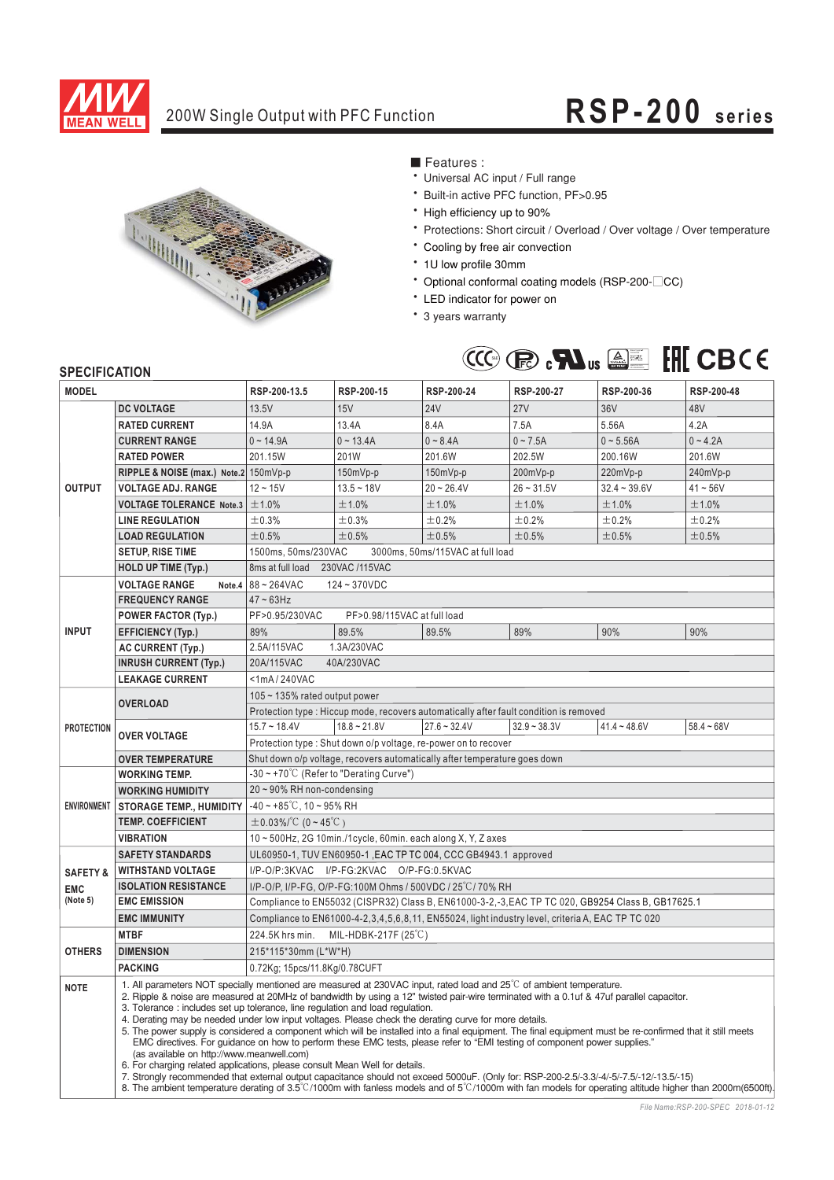# 200W Single Output with PFC Function — RSP-200 series

■ Features :

- Universal AC input / Full range
- Built-in active PFC function, PF>0.95
- High efficiency up to 90%
- Protections: Short circuit / Overload / Over voltage / Over temperature
- Cooling by free air convection
- 1U low profile 30mm
- Optional conformal coating models (RSP-200-□CC)
- LED indicator for power on
- 3 years warranty

## SPECIFICATION

| MODEL | | RSP-200-13.5 | RSP-200-15 | RSP-200-24 | RSP-200-27 | RSP-200-36 | RSP-200-48 |
|---|---|---|---|---|---|---|---|
| OUTPUT | DC VOLTAGE | 13.5V | 15V | 24V | 27V | 36V | 48V |
| | RATED CURRENT | 14.9A | 13.4A | 8.4A | 7.5A | 5.56A | 4.2A |
| | CURRENT RANGE | 0 ~ 14.9A | 0 ~ 13.4A | 0 ~ 8.4A | 0 ~ 7.5A | 0 ~ 5.56A | 0 ~ 4.2A |
| | RATED POWER | 201.15W | 201W | 201.6W | 202.5W | 200.16W | 201.6W |
| | RIPPLE & NOISE (max.) Note.2 | 150mVp-p | 150mVp-p | 150mVp-p | 200mVp-p | 220mVp-p | 240mVp-p |
| | VOLTAGE ADJ. RANGE | 12 ~ 15V | 13.5 ~ 18V | 20 ~ 26.4V | 26 ~ 31.5V | 32.4 ~ 39.6V | 41 ~ 56V |
| | VOLTAGE TOLERANCE Note.3 | ±1.0% | ±1.0% | ±1.0% | ±1.0% | ±1.0% | ±1.0% |
| | LINE REGULATION | ±0.3% | ±0.3% | ±0.2% | ±0.2% | ±0.2% | ±0.2% |
| | LOAD REGULATION | ±0.5% | ±0.5% | ±0.5% | ±0.5% | ±0.5% | ±0.5% |
| | SETUP, RISE TIME | 1500ms, 50ms/230VAC 3000ms, 50ms/115VAC at full load | | | | | |
| | HOLD UP TIME (Typ.) | 8ms at full load 230VAC /115VAC | | | | | |
| INPUT | VOLTAGE RANGE Note.4 | 88 ~ 264VAC 124 ~ 370VDC | | | | | |
| | FREQUENCY RANGE | 47 ~ 63Hz | | | | | |
| | POWER FACTOR (Typ.) | PF>0.95/230VAC PF>0.98/115VAC at full load | | | | | |
| | EFFICIENCY (Typ.) | 89% | 89.5% | 89.5% | 89% | 90% | 90% |
| | AC CURRENT (Typ.) | 2.5A/115VAC 1.3A/230VAC | | | | | |
| | INRUSH CURRENT (Typ.) | 20A/115VAC 40A/230VAC | | | | | |
| | LEAKAGE CURRENT | <1mA / 240VAC | | | | | |
| PROTECTION | OVERLOAD | 105 ~ 135% rated output power | | | | | |
| | | Protection type : Hiccup mode, recovers automatically after fault condition is removed | | | | | |
| | OVER VOLTAGE | 15.7 ~ 18.4V | 18.8 ~ 21.8V | 27.6 ~ 32.4V | 32.9 ~ 38.3V | 41.4 ~ 48.6V | 58.4 ~ 68V |
| | | Protection type : Shut down o/p voltage, re-power on to recover | | | | | |
| | OVER TEMPERATURE | Shut down o/p voltage, recovers automatically after temperature goes down | | | | | |
| ENVIRONMENT | WORKING TEMP. | -30 ~ +70℃ (Refer to "Derating Curve") | | | | | |
| | WORKING HUMIDITY | 20 ~ 90% RH non-condensing | | | | | |
| | STORAGE TEMP., HUMIDITY | -40 ~ +85℃, 10 ~ 95% RH | | | | | |
| | TEMP. COEFFICIENT | ±0.03%/℃ (0 ~ 45℃) | | | | | |
| | VIBRATION | 10 ~ 500Hz, 2G 10min./1cycle, 60min. each along X, Y, Z axes | | | | | |
| SAFETY & EMC (Note 5) | SAFETY STANDARDS | UL60950-1, TUV EN60950-1 ,EAC TP TC 004, CCC GB4943.1 approved | | | | | |
| | WITHSTAND VOLTAGE | I/P-O/P:3KVAC I/P-FG:2KVAC O/P-FG:0.5KVAC | | | | | |
| | ISOLATION RESISTANCE | I/P-O/P, I/P-FG, O/P-FG:100M Ohms / 500VDC / 25℃/ 70% RH | | | | | |
| | EMC EMISSION | Compliance to EN55032 (CISPR32) Class B, EN61000-3-2,-3,EAC TP TC 020, GB9254 Class B, GB17625.1 | | | | | |
| | EMC IMMUNITY | Compliance to EN61000-4-2,3,4,5,6,8,11, EN55024, light industry level, criteria A, EAC TP TC 020 | | | | | |
| OTHERS | MTBF | 224.5K hrs min. MIL-HDBK-217F (25℃) | | | | | |
| | DIMENSION | 215*115*30mm (L*W*H) | | | | | |
| | PACKING | 0.72Kg; 15pcs/11.8Kg/0.78CUFT | | | | | |

**NOTE**

1. All parameters NOT specially mentioned are measured at 230VAC input, rated load and 25℃ of ambient temperature.
2. Ripple & noise are measured at 20MHz of bandwidth by using a 12" twisted pair-wire terminated with a 0.1uf & 47uf parallel capacitor.
3. Tolerance : includes set up tolerance, line regulation and load regulation.
4. Derating may be needed under low input voltages. Please check the derating curve for more details.
5. The power supply is considered a component which will be installed into a final equipment. The final equipment must be re-confirmed that it still meets EMC directives. For guidance on how to perform these EMC tests, please refer to "EMI testing of component power supplies." (as available on http://www.meanwell.com)
6. For charging related applications, please consult Mean Well for details.
7. Strongly recommended that external output capacitance should not exceed 5000uF. (Only for: RSP-200-2.5/-3.3/-4/-5/-7.5/-12/-13.5/-15)
8. The ambient temperature derating of 3.5℃/1000m with fanless models and of 5℃/1000m with fan models for operating altitude higher than 2000m(6500ft).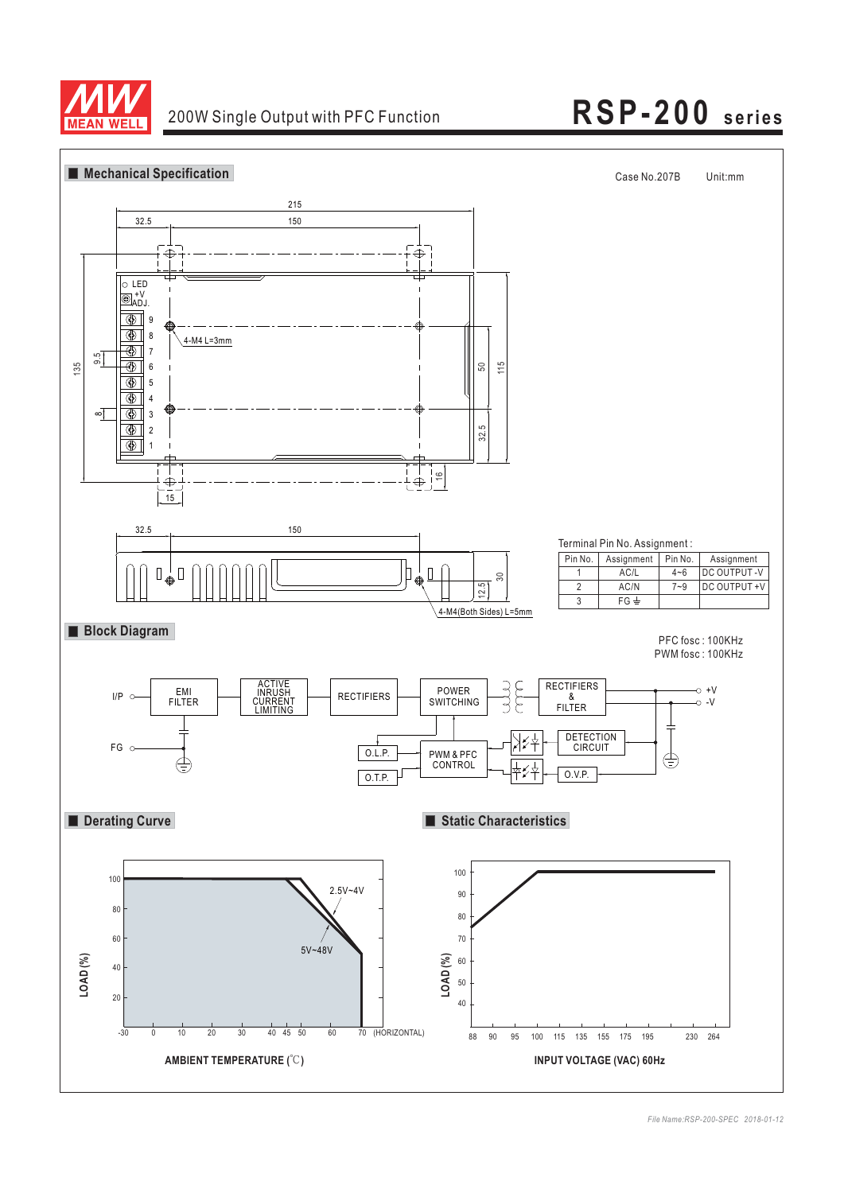200W Single Output with PFC Function

# RSP-200 series

## Mechanical Specification

Case No.207B　　Unit:mm

215
32.5
150
LED
+V ADJ.
9
8
7
6
5
4
3
2
1
4-M4 L=3mm
135
9.5
8
50
115
32.5
16
15

32.5
150
30
12.5
4-M4(Both Sides) L=5mm

Terminal Pin No. Assignment :

| Pin No. | Assignment | Pin No. | Assignment |
|---|---|---|---|
| 1 | AC/L | 4~6 | DC OUTPUT -V |
| 2 | AC/N | 7~9 | DC OUTPUT +V |
| 3 | FG ⏚ | | |

## Block Diagram

PFC fosc : 100KHz
PWM fosc : 100KHz

I/P
FG
EMI FILTER
ACTIVE INRUSH CURRENT LIMITING
RECTIFIERS
POWER SWITCHING
RECTIFIERS & FILTER
+V
-V
O.L.P.
O.T.P.
PWM & PFC CONTROL
DETECTION CIRCUIT
O.V.P.

## Derating Curve

LOAD (%)
100
80
60
40
20
2.5V~4V
5V~48V
-30 0 10 20 30 40 45 50 60 70 (HORIZONTAL)
AMBIENT TEMPERATURE (℃)

## Static Characteristics

LOAD (%)
100
90
80
70
60
50
40
88 90 95 100 115 135 155 175 195 230 264
INPUT VOLTAGE (VAC) 60Hz

*File Name:RSP-200-SPEC 2018-01-12*